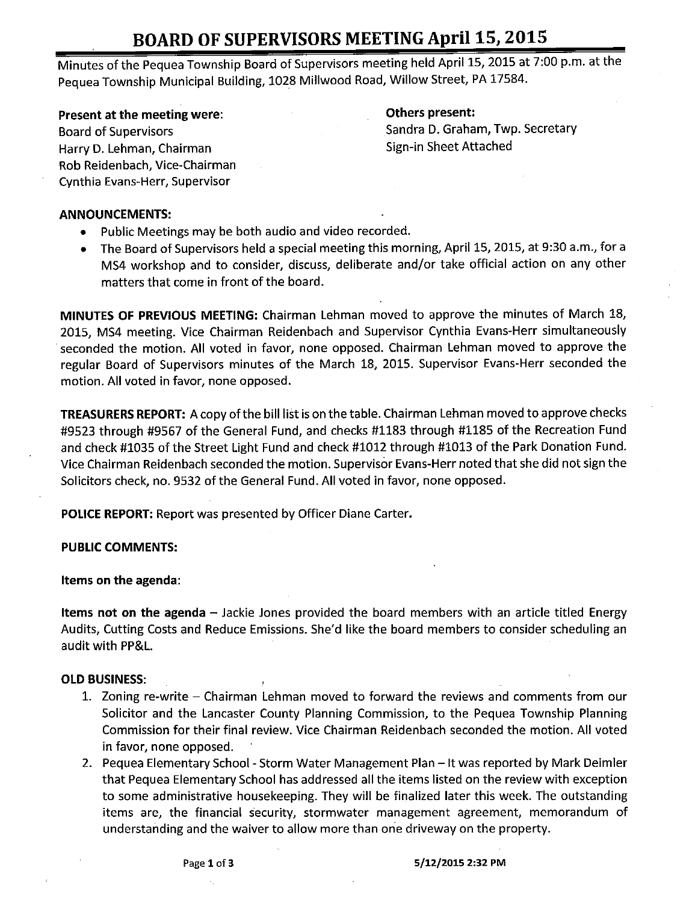# BOARD OF SUPERVISORS MEETING April 15, 2015

Minutes of the Pequea Township Board of Supervisors meeting held April 15, 2015 at 7:00 p.m. at the Pequea Township Municipal Building, 1028 Millwood Road, Willow Street, PA 17584.

**Present at the meeting were:**
Board of Supervisors
Harry D. Lehman, Chairman
Rob Reidenbach, Vice-Chairman
Cynthia Evans-Herr, Supervisor

**Others present:**
Sandra D. Graham, Twp. Secretary
Sign-in Sheet Attached

**ANNOUNCEMENTS:**

- Public Meetings may be both audio and video recorded.
- The Board of Supervisors held a special meeting this morning, April 15, 2015, at 9:30 a.m., for a MS4 workshop and to consider, discuss, deliberate and/or take official action on any other matters that come in front of the board.

**MINUTES OF PREVIOUS MEETING:** Chairman Lehman moved to approve the minutes of March 18, 2015, MS4 meeting. Vice Chairman Reidenbach and Supervisor Cynthia Evans-Herr simultaneously seconded the motion. All voted in favor, none opposed. Chairman Lehman moved to approve the regular Board of Supervisors minutes of the March 18, 2015. Supervisor Evans-Herr seconded the motion. All voted in favor, none opposed.

**TREASURERS REPORT:** A copy of the bill list is on the table. Chairman Lehman moved to approve checks #9523 through #9567 of the General Fund, and checks #1183 through #1185 of the Recreation Fund and check #1035 of the Street Light Fund and check #1012 through #1013 of the Park Donation Fund. Vice Chairman Reidenbach seconded the motion. Supervisor Evans-Herr noted that she did not sign the Solicitors check, no. 9532 of the General Fund. All voted in favor, none opposed.

**POLICE REPORT:** Report was presented by Officer Diane Carter.

**PUBLIC COMMENTS:**

**Items on the agenda**:

**Items not on the agenda** – Jackie Jones provided the board members with an article titled Energy Audits, Cutting Costs and Reduce Emissions. She'd like the board members to consider scheduling an audit with PP&L.

**OLD BUSINESS:**

1. Zoning re-write – Chairman Lehman moved to forward the reviews and comments from our Solicitor and the Lancaster County Planning Commission, to the Pequea Township Planning Commission for their final review. Vice Chairman Reidenbach seconded the motion. All voted in favor, none opposed.
2. Pequea Elementary School - Storm Water Management Plan – It was reported by Mark Deimler that Pequea Elementary School has addressed all the items listed on the review with exception to some administrative housekeeping. They will be finalized later this week. The outstanding items are, the financial security, stormwater management agreement, memorandum of understanding and the waiver to allow more than one driveway on the property.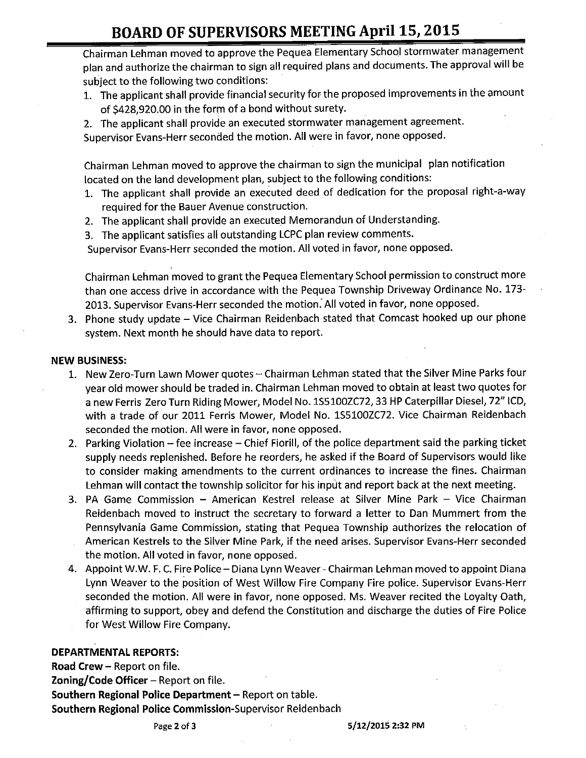Chairman Lehman moved to approve the Pequea Elementary School stormwater management plan and authorize the chairman to sign all required plans and documents. The approval will be subject to the following two conditions:

1. The applicant shall provide financial security for the proposed improvements in the amount of $428,920.00 in the form of a bond without surety.
2. The applicant shall provide an executed stormwater management agreement.

Supervisor Evans-Herr seconded the motion. All were in favor, none opposed.

Chairman Lehman moved to approve the chairman to sign the municipal plan notification located on the land development plan, subject to the following conditions:

1. The applicant shall provide an executed deed of dedication for the proposal right-a-way required for the Bauer Avenue construction.
2. The applicant shall provide an executed Memorandun of Understanding.
3. The applicant satisfies all outstanding LCPC plan review comments.

Supervisor Evans-Herr seconded the motion. All voted in favor, none opposed.

Chairman Lehman moved to grant the Pequea Elementary School permission to construct more than one access drive in accordance with the Pequea Township Driveway Ordinance No. 173-2013. Supervisor Evans-Herr seconded the motion. All voted in favor, none opposed.

3. Phone study update – Vice Chairman Reidenbach stated that Comcast hooked up our phone system. Next month he should have data to report.

**NEW BUSINESS:**

1. New Zero-Turn Lawn Mower quotes – Chairman Lehman stated that the Silver Mine Parks four year old mower should be traded in. Chairman Lehman moved to obtain at least two quotes for a new Ferris Zero Turn Riding Mower, Model No. 1S5100ZC72, 33 HP Caterpillar Diesel, 72" ICD, with a trade of our 2011 Ferris Mower, Model No. 1S5100ZC72. Vice Chairman Reidenbach seconded the motion. All were in favor, none opposed.
2. Parking Violation – fee increase – Chief Fiorill, of the police department said the parking ticket supply needs replenished. Before he reorders, he asked if the Board of Supervisors would like to consider making amendments to the current ordinances to increase the fines. Chairman Lehman will contact the township solicitor for his input and report back at the next meeting.
3. PA Game Commission – American Kestrel release at Silver Mine Park – Vice Chairman Reidenbach moved to instruct the secretary to forward a letter to Dan Mummert from the Pennsylvania Game Commission, stating that Pequea Township authorizes the relocation of American Kestrels to the Silver Mine Park, if the need arises. Supervisor Evans-Herr seconded the motion. All voted in favor, none opposed.
4. Appoint W.W. F. C. Fire Police – Diana Lynn Weaver - Chairman Lehman moved to appoint Diana Lynn Weaver to the position of West Willow Fire Company Fire police. Supervisor Evans-Herr seconded the motion. All were in favor, none opposed. Ms. Weaver recited the Loyalty Oath, affirming to support, obey and defend the Constitution and discharge the duties of Fire Police for West Willow Fire Company.

**DEPARTMENTAL REPORTS:**

**Road Crew** – Report on file.

**Zoning/Code Officer** – Report on file.

**Southern Regional Police Department** – Report on table.

**Southern Regional Police Commission**-Supervisor Reidenbach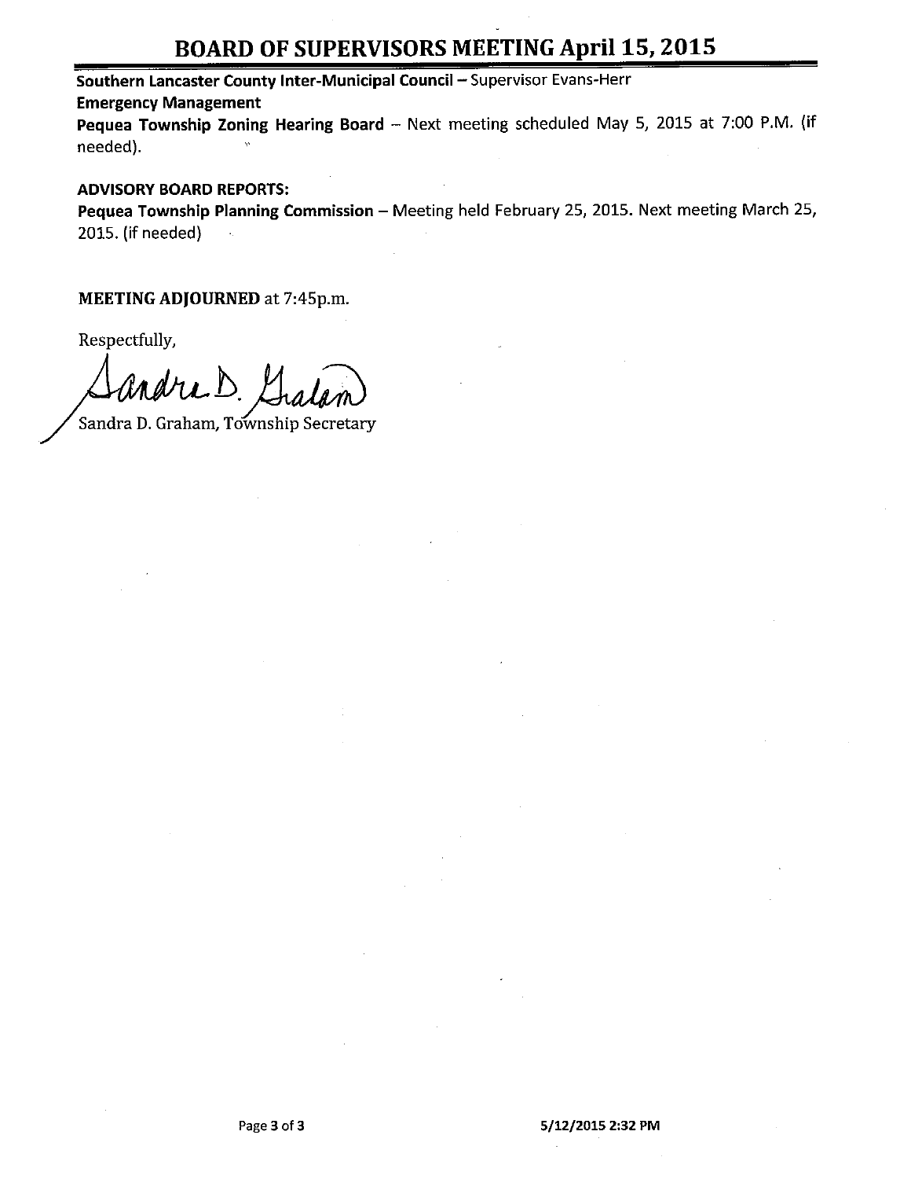**Southern Lancaster County Inter-Municipal Council** – Supervisor Evans-Herr

**Emergency Management**

**Pequea Township Zoning Hearing Board** – Next meeting scheduled May 5, 2015 at 7:00 P.M. (if needed).

**ADVISORY BOARD REPORTS:**

**Pequea Township Planning Commission** – Meeting held February 25, 2015. Next meeting March 25, 2015. (if needed)

**MEETING ADJOURNED** at 7:45p.m.

Respectfully,

Sandra D. Graham

Sandra D. Graham, Township Secretary